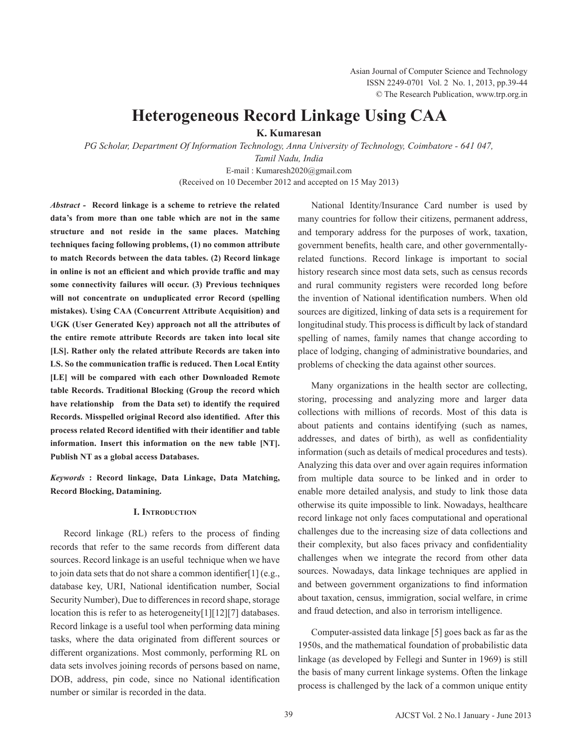# Heterogeneous Record Linkage Using CAA

**K. Kumaresan**

*PG Scholar, Department Of Information Technology, Anna University of Technology, Coimbatore - 641 047, Tamil Nadu, India*

E-mail : Kumaresh2020@gmail.com

(Received on 10 December 2012 and accepted on 15 May 2013)

***Abstract -*** **Record linkage is a scheme to retrieve the related data's from more than one table which are not in the same structure and not reside in the same places. Matching techniques facing following problems, (1) no common attribute to match Records between the data tables. (2) Record linkage in online is not an efficient and which provide traffic and may some connectivity failures will occur. (3) Previous techniques will not concentrate on unduplicated error Record (spelling mistakes). Using CAA (Concurrent Attribute Acquisition) and UGK (User Generated Key) approach not all the attributes of the entire remote attribute Records are taken into local site [LS]. Rather only the related attribute Records are taken into LS. So the communication traffic is reduced. Then Local Entity [LE] will be compared with each other Downloaded Remote table Records. Traditional Blocking (Group the record which have relationship from the Data set) to identify the required Records. Misspelled original Record also identified. After this process related Record identified with their identifier and table information. Insert this information on the new table [NT]. Publish NT as a global access Databases.**

***Keywords*** **: Record linkage, Data Linkage, Data Matching, Record Blocking, Datamining.**

## I. Introduction

Record linkage (RL) refers to the process of finding records that refer to the same records from different data sources. Record linkage is an useful technique when we have to join data sets that do not share a common identifier[1] (e.g., database key, URI, National identification number, Social Security Number), Due to differences in record shape, storage location this is refer to as heterogeneity[1][12][7] databases. Record linkage is a useful tool when performing data mining tasks, where the data originated from different sources or different organizations. Most commonly, performing RL on data sets involves joining records of persons based on name, DOB, address, pin code, since no National identification number or similar is recorded in the data.

National Identity/Insurance Card number is used by many countries for follow their citizens, permanent address, and temporary address for the purposes of work, taxation, government benefits, health care, and other governmentally-related functions. Record linkage is important to social history research since most data sets, such as census records and rural community registers were recorded long before the invention of National identification numbers. When old sources are digitized, linking of data sets is a requirement for longitudinal study. This process is difficult by lack of standard spelling of names, family names that change according to place of lodging, changing of administrative boundaries, and problems of checking the data against other sources.

Many organizations in the health sector are collecting, storing, processing and analyzing more and larger data collections with millions of records. Most of this data is about patients and contains identifying (such as names, addresses, and dates of birth), as well as confidentiality information (such as details of medical procedures and tests). Analyzing this data over and over again requires information from multiple data source to be linked and in order to enable more detailed analysis, and study to link those data otherwise its quite impossible to link. Nowadays, healthcare record linkage not only faces computational and operational challenges due to the increasing size of data collections and their complexity, but also faces privacy and confidentiality challenges when we integrate the record from other data sources. Nowadays, data linkage techniques are applied in and between government organizations to find information about taxation, census, immigration, social welfare, in crime and fraud detection, and also in terrorism intelligence.

Computer-assisted data linkage [5] goes back as far as the 1950s, and the mathematical foundation of probabilistic data linkage (as developed by Fellegi and Sunter in 1969) is still the basis of many current linkage systems. Often the linkage process is challenged by the lack of a common unique entity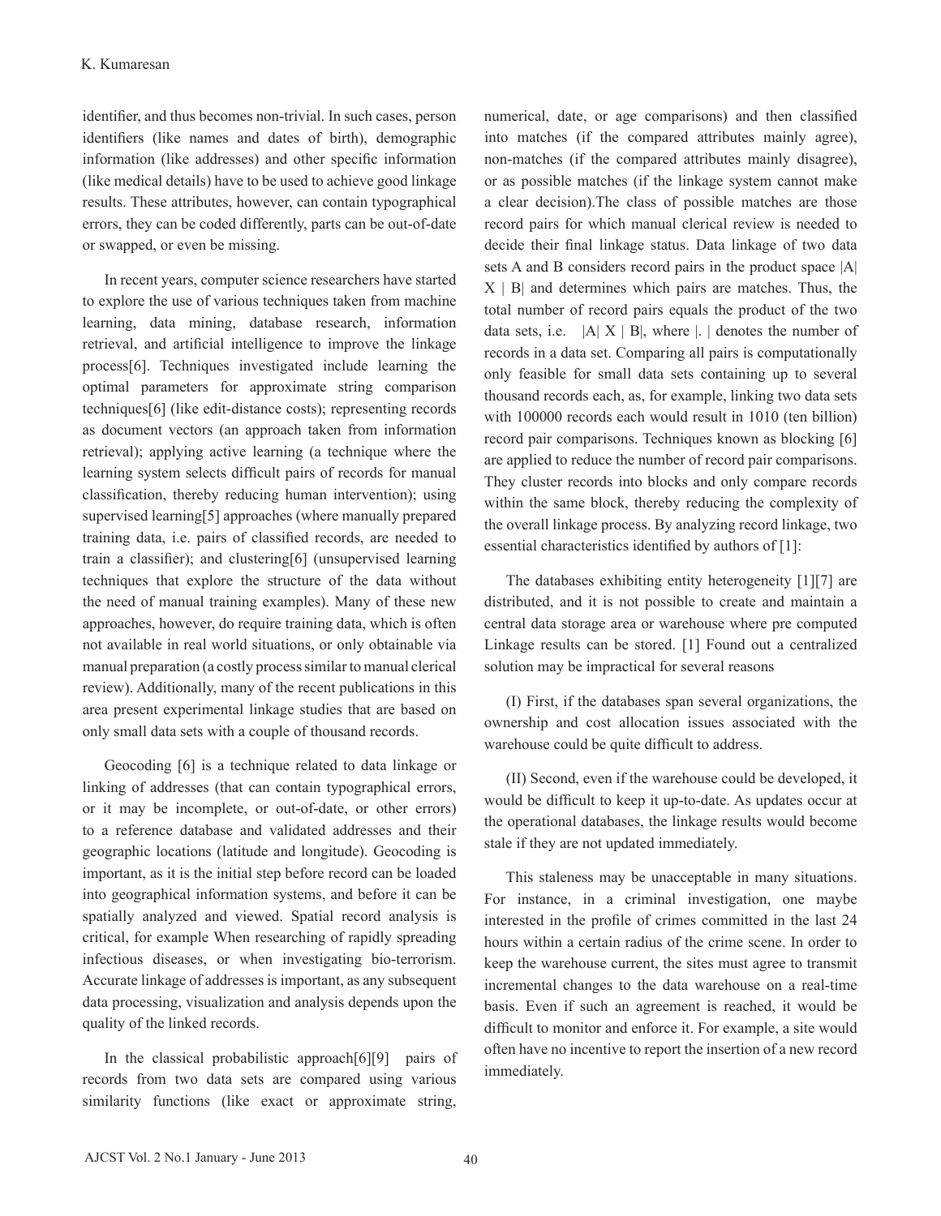identifier, and thus becomes non-trivial. In such cases, person identifiers (like names and dates of birth), demographic information (like addresses) and other specific information (like medical details) have to be used to achieve good linkage results. These attributes, however, can contain typographical errors, they can be coded differently, parts can be out-of-date or swapped, or even be missing.

In recent years, computer science researchers have started to explore the use of various techniques taken from machine learning, data mining, database research, information retrieval, and artificial intelligence to improve the linkage process[6]. Techniques investigated include learning the optimal parameters for approximate string comparison techniques[6] (like edit-distance costs); representing records as document vectors (an approach taken from information retrieval); applying active learning (a technique where the learning system selects difficult pairs of records for manual classification, thereby reducing human intervention); using supervised learning[5] approaches (where manually prepared training data, i.e. pairs of classified records, are needed to train a classifier); and clustering[6] (unsupervised learning techniques that explore the structure of the data without the need of manual training examples). Many of these new approaches, however, do require training data, which is often not available in real world situations, or only obtainable via manual preparation (a costly process similar to manual clerical review). Additionally, many of the recent publications in this area present experimental linkage studies that are based on only small data sets with a couple of thousand records.

Geocoding [6] is a technique related to data linkage or linking of addresses (that can contain typographical errors, or it may be incomplete, or out-of-date, or other errors) to a reference database and validated addresses and their geographic locations (latitude and longitude). Geocoding is important, as it is the initial step before record can be loaded into geographical information systems, and before it can be spatially analyzed and viewed. Spatial record analysis is critical, for example When researching of rapidly spreading infectious diseases, or when investigating bio-terrorism. Accurate linkage of addresses is important, as any subsequent data processing, visualization and analysis depends upon the quality of the linked records.

In the classical probabilistic approach[6][9] pairs of records from two data sets are compared using various similarity functions (like exact or approximate string, numerical, date, or age comparisons) and then classified into matches (if the compared attributes mainly agree), non-matches (if the compared attributes mainly disagree), or as possible matches (if the linkage system cannot make a clear decision).The class of possible matches are those record pairs for which manual clerical review is needed to decide their final linkage status. Data linkage of two data sets A and B considers record pairs in the product space |A| X | B| and determines which pairs are matches. Thus, the total number of record pairs equals the product of the two data sets, i.e. |A| X | B|, where |. | denotes the number of records in a data set. Comparing all pairs is computationally only feasible for small data sets containing up to several thousand records each, as, for example, linking two data sets with 100000 records each would result in 1010 (ten billion) record pair comparisons. Techniques known as blocking [6] are applied to reduce the number of record pair comparisons. They cluster records into blocks and only compare records within the same block, thereby reducing the complexity of the overall linkage process. By analyzing record linkage, two essential characteristics identified by authors of [1]:

The databases exhibiting entity heterogeneity [1][7] are distributed, and it is not possible to create and maintain a central data storage area or warehouse where pre computed Linkage results can be stored. [1] Found out a centralized solution may be impractical for several reasons

(I) First, if the databases span several organizations, the ownership and cost allocation issues associated with the warehouse could be quite difficult to address.

(II) Second, even if the warehouse could be developed, it would be difficult to keep it up-to-date. As updates occur at the operational databases, the linkage results would become stale if they are not updated immediately.

This staleness may be unacceptable in many situations. For instance, in a criminal investigation, one maybe interested in the profile of crimes committed in the last 24 hours within a certain radius of the crime scene. In order to keep the warehouse current, the sites must agree to transmit incremental changes to the data warehouse on a real-time basis. Even if such an agreement is reached, it would be difficult to monitor and enforce it. For example, a site would often have no incentive to report the insertion of a new record immediately.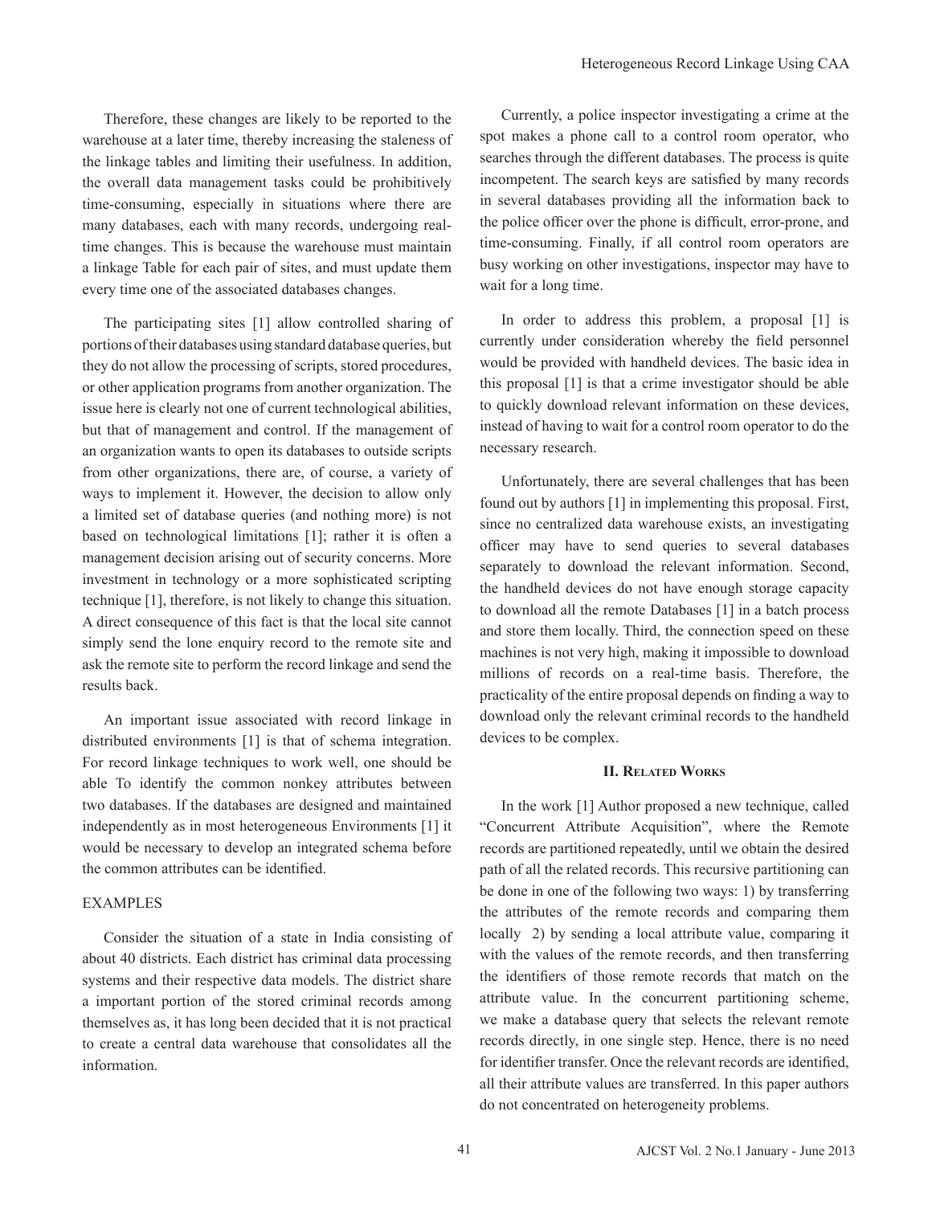Therefore, these changes are likely to be reported to the warehouse at a later time, thereby increasing the staleness of the linkage tables and limiting their usefulness. In addition, the overall data management tasks could be prohibitively time-consuming, especially in situations where there are many databases, each with many records, undergoing real-time changes. This is because the warehouse must maintain a linkage Table for each pair of sites, and must update them every time one of the associated databases changes.

The participating sites [1] allow controlled sharing of portions of their databases using standard database queries, but they do not allow the processing of scripts, stored procedures, or other application programs from another organization. The issue here is clearly not one of current technological abilities, but that of management and control. If the management of an organization wants to open its databases to outside scripts from other organizations, there are, of course, a variety of ways to implement it. However, the decision to allow only a limited set of database queries (and nothing more) is not based on technological limitations [1]; rather it is often a management decision arising out of security concerns. More investment in technology or a more sophisticated scripting technique [1], therefore, is not likely to change this situation. A direct consequence of this fact is that the local site cannot simply send the lone enquiry record to the remote site and ask the remote site to perform the record linkage and send the results back.

An important issue associated with record linkage in distributed environments [1] is that of schema integration. For record linkage techniques to work well, one should be able To identify the common nonkey attributes between two databases. If the databases are designed and maintained independently as in most heterogeneous Environments [1] it would be necessary to develop an integrated schema before the common attributes can be identified.

EXAMPLES

Consider the situation of a state in India consisting of about 40 districts. Each district has criminal data processing systems and their respective data models. The district share a important portion of the stored criminal records among themselves as, it has long been decided that it is not practical to create a central data warehouse that consolidates all the information.

Currently, a police inspector investigating a crime at the spot makes a phone call to a control room operator, who searches through the different databases. The process is quite incompetent. The search keys are satisfied by many records in several databases providing all the information back to the police officer over the phone is difficult, error-prone, and time-consuming. Finally, if all control room operators are busy working on other investigations, inspector may have to wait for a long time.

In order to address this problem, a proposal [1] is currently under consideration whereby the field personnel would be provided with handheld devices. The basic idea in this proposal [1] is that a crime investigator should be able to quickly download relevant information on these devices, instead of having to wait for a control room operator to do the necessary research.

Unfortunately, there are several challenges that has been found out by authors [1] in implementing this proposal. First, since no centralized data warehouse exists, an investigating officer may have to send queries to several databases separately to download the relevant information. Second, the handheld devices do not have enough storage capacity to download all the remote Databases [1] in a batch process and store them locally. Third, the connection speed on these machines is not very high, making it impossible to download millions of records on a real-time basis. Therefore, the practicality of the entire proposal depends on finding a way to download only the relevant criminal records to the handheld devices to be complex.

## II. Related Works

In the work [1] Author proposed a new technique, called "Concurrent Attribute Acquisition", where the Remote records are partitioned repeatedly, until we obtain the desired path of all the related records. This recursive partitioning can be done in one of the following two ways: 1) by transferring the attributes of the remote records and comparing them locally 2) by sending a local attribute value, comparing it with the values of the remote records, and then transferring the identifiers of those remote records that match on the attribute value. In the concurrent partitioning scheme, we make a database query that selects the relevant remote records directly, in one single step. Hence, there is no need for identifier transfer. Once the relevant records are identified, all their attribute values are transferred. In this paper authors do not concentrated on heterogeneity problems.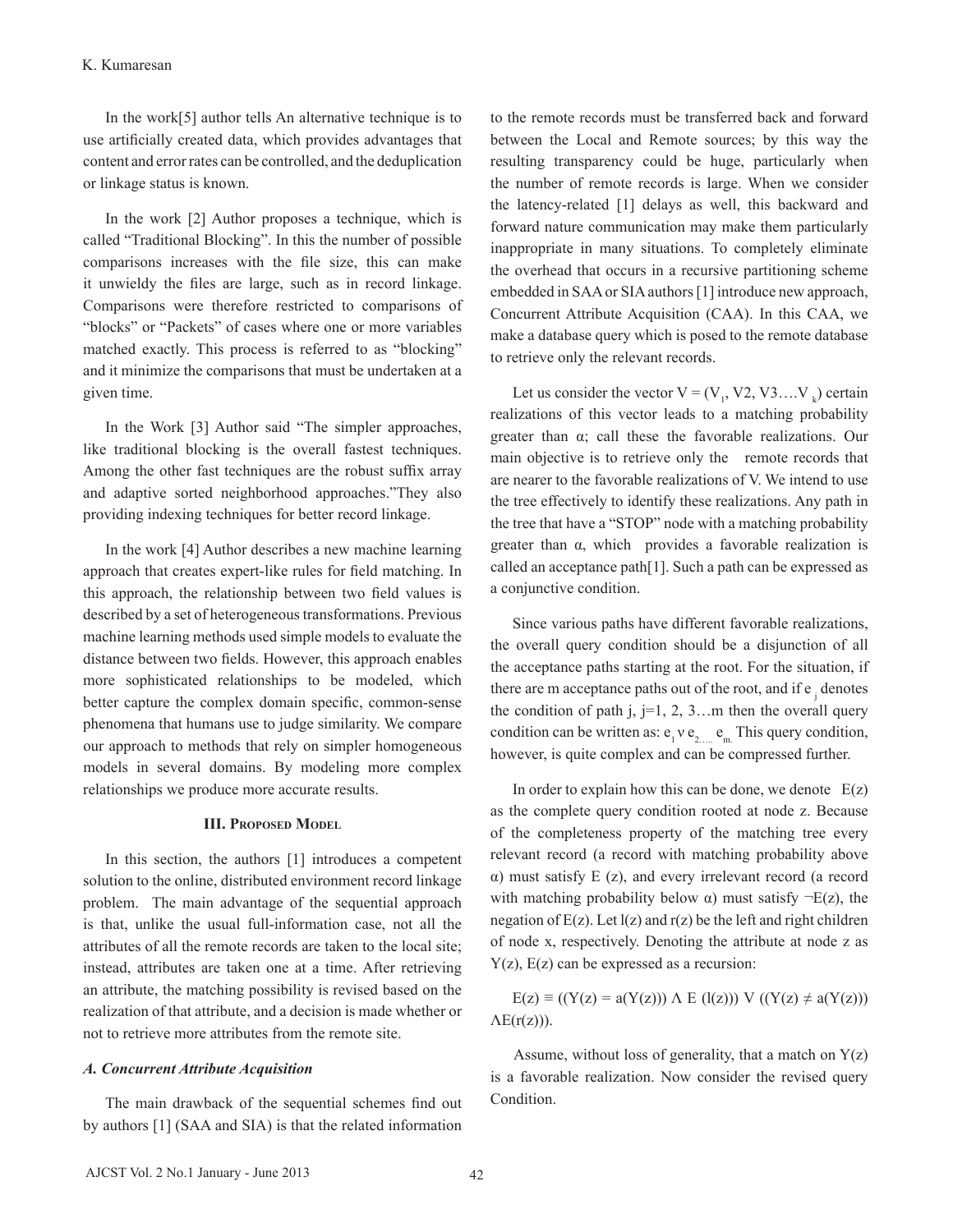In the work[5] author tells An alternative technique is to use artificially created data, which provides advantages that content and error rates can be controlled, and the deduplication or linkage status is known.

In the work [2] Author proposes a technique, which is called "Traditional Blocking". In this the number of possible comparisons increases with the file size, this can make it unwieldy the files are large, such as in record linkage. Comparisons were therefore restricted to comparisons of "blocks" or "Packets" of cases where one or more variables matched exactly. This process is referred to as "blocking" and it minimize the comparisons that must be undertaken at a given time.

In the Work [3] Author said "The simpler approaches, like traditional blocking is the overall fastest techniques. Among the other fast techniques are the robust suffix array and adaptive sorted neighborhood approaches."They also providing indexing techniques for better record linkage.

In the work [4] Author describes a new machine learning approach that creates expert-like rules for field matching. In this approach, the relationship between two field values is described by a set of heterogeneous transformations. Previous machine learning methods used simple models to evaluate the distance between two fields. However, this approach enables more sophisticated relationships to be modeled, which better capture the complex domain specific, common-sense phenomena that humans use to judge similarity. We compare our approach to methods that rely on simpler homogeneous models in several domains. By modeling more complex relationships we produce more accurate results.

## III. Proposed Model

In this section, the authors [1] introduces a competent solution to the online, distributed environment record linkage problem. The main advantage of the sequential approach is that, unlike the usual full-information case, not all the attributes of all the remote records are taken to the local site; instead, attributes are taken one at a time. After retrieving an attribute, the matching possibility is revised based on the realization of that attribute, and a decision is made whether or not to retrieve more attributes from the remote site.

### *A. Concurrent Attribute Acquisition*

The main drawback of the sequential schemes find out by authors [1] (SAA and SIA) is that the related information to the remote records must be transferred back and forward between the Local and Remote sources; by this way the resulting transparency could be huge, particularly when the number of remote records is large. When we consider the latency-related [1] delays as well, this backward and forward nature communication may make them particularly inappropriate in many situations. To completely eliminate the overhead that occurs in a recursive partitioning scheme embedded in SAA or SIA authors [1] introduce new approach, Concurrent Attribute Acquisition (CAA). In this CAA, we make a database query which is posed to the remote database to retrieve only the relevant records.

Let us consider the vector $V = (V_1, V2, V3 \ldots V_k)$ certain realizations of this vector leads to a matching probability greater than α; call these the favorable realizations. Our main objective is to retrieve only the remote records that are nearer to the favorable realizations of V. We intend to use the tree effectively to identify these realizations. Any path in the tree that have a "STOP" node with a matching probability greater than α, which provides a favorable realization is called an acceptance path[1]. Such a path can be expressed as a conjunctive condition.

Since various paths have different favorable realizations, the overall query condition should be a disjunction of all the acceptance paths starting at the root. For the situation, if there are m acceptance paths out of the root, and if $e_j$ denotes the condition of path j, j=1, 2, 3…m then the overall query condition can be written as: $e_1 \vee e_{2 \ldots\ldots} e_m$. This query condition, however, is quite complex and can be compressed further.

In order to explain how this can be done, we denote E(z) as the complete query condition rooted at node z. Because of the completeness property of the matching tree every relevant record (a record with matching probability above α) must satisfy E (z), and every irrelevant record (a record with matching probability below α) must satisfy ¬E(z), the negation of E(z). Let l(z) and r(z) be the left and right children of node x, respectively. Denoting the attribute at node z as Y(z), E(z) can be expressed as a recursion:

$$E(z) \equiv ((Y(z) = a(Y(z))) \wedge E(l(z))) \vee ((Y(z) \neq a(Y(z))) \wedge E(r(z))).$$

Assume, without loss of generality, that a match on Y(z) is a favorable realization. Now consider the revised query Condition.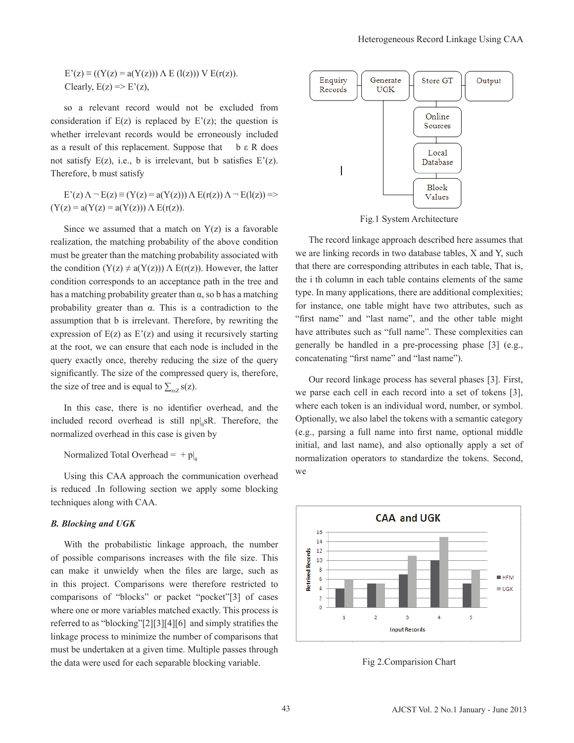$E'(z) \equiv ((Y(z) = a(Y(z))) \wedge E(l(z))) \vee E(r(z))$.

Clearly, $E(z) \Rightarrow E'(z)$,

so a relevant record would not be excluded from consideration if $E(z)$ is replaced by $E'(z)$; the question is whether irrelevant records would be erroneously included as a result of this replacement. Suppose that $b \in R$ does not satisfy $E(z)$, i.e., b is irrelevant, but b satisfies $E'(z)$. Therefore, b must satisfy

$E'(z) \wedge \neg E(z) \equiv (Y(z) = a(Y(z))) \wedge E(r(z)) \wedge \neg E(l(z)) \Rightarrow (Y(z) = a(Y(z) = a(Y(z))) \wedge E(r(z))$.

Since we assumed that a match on $Y(z)$ is a favorable realization, the matching probability of the above condition must be greater than the matching probability associated with the condition $(Y(z) \neq a(Y(z))) \wedge E(r(z))$. However, the latter condition corresponds to an acceptance path in the tree and has a matching probability greater than α, so b has a matching probability greater than α. This is a contradiction to the assumption that b is irrelevant. Therefore, by rewriting the expression of $E(z)$ as $E'(z)$ and using it recursively starting at the root, we can ensure that each node is included in the query exactly once, thereby reducing the size of the query significantly. The size of the compressed query is, therefore, the size of tree and is equal to $\sum_{z \in Z} s(z)$.

In this case, there is no identifier overhead, and the included record overhead is still $np|_{\theta}sR$. Therefore, the normalized overhead in this case is given by

Normalized Total Overhead = $+ p|_{\theta}$

Using this CAA approach the communication overhead is reduced .In following section we apply some blocking techniques along with CAA.

### *B. Blocking and UGK*

With the probabilistic linkage approach, the number of possible comparisons increases with the file size. This can make it unwieldy when the files are large, such as in this project. Comparisons were therefore restricted to comparisons of "blocks" or packet "pocket"[3] of cases where one or more variables matched exactly. This process is referred to as "blocking"[2][3][4][6] and simply stratifies the linkage process to minimize the number of comparisons that must be undertaken at a given time. Multiple passes through the data were used for each separable blocking variable.

Fig.1 System Architecture

The record linkage approach described here assumes that we are linking records in two database tables, X and Y, such that there are corresponding attributes in each table, That is, the i th column in each table contains elements of the same type. In many applications, there are additional complexities; for instance, one table might have two attributes, such as "first name" and "last name", and the other table might have attributes such as "full name". These complexities can generally be handled in a pre-processing phase [3] (e.g., concatenating "first name" and "last name").

Our record linkage process has several phases [3]. First, we parse each cell in each record into a set of tokens [3], where each token is an individual word, number, or symbol. Optionally, we also label the tokens with a semantic category (e.g., parsing a full name into first name, optional middle initial, and last name), and also optionally apply a set of normalization operators to standardize the tokens. Second, we

Fig 2.Comparision Chart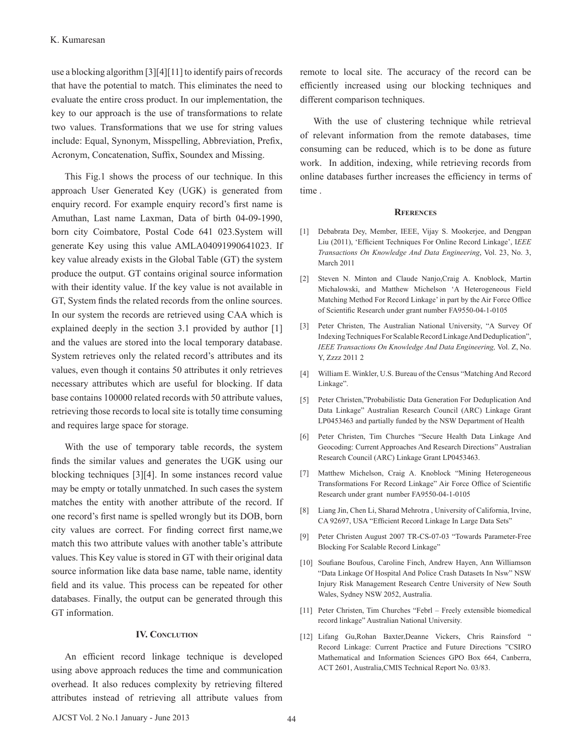use a blocking algorithm [3][4][11] to identify pairs of records that have the potential to match. This eliminates the need to evaluate the entire cross product. In our implementation, the key to our approach is the use of transformations to relate two values. Transformations that we use for string values include: Equal, Synonym, Misspelling, Abbreviation, Prefix, Acronym, Concatenation, Suffix, Soundex and Missing.

This Fig.1 shows the process of our technique. In this approach User Generated Key (UGK) is generated from enquiry record. For example enquiry record's first name is Amuthan, Last name Laxman, Data of birth 04-09-1990, born city Coimbatore, Postal Code 641 023.System will generate Key using this value AMLA04091990641023. If key value already exists in the Global Table (GT) the system produce the output. GT contains original source information with their identity value. If the key value is not available in GT, System finds the related records from the online sources. In our system the records are retrieved using CAA which is explained deeply in the section 3.1 provided by author [1] and the values are stored into the local temporary database. System retrieves only the related record's attributes and its values, even though it contains 50 attributes it only retrieves necessary attributes which are useful for blocking. If data base contains 100000 related records with 50 attribute values, retrieving those records to local site is totally time consuming and requires large space for storage.

With the use of temporary table records, the system finds the similar values and generates the UGK using our blocking techniques [3][4]. In some instances record value may be empty or totally unmatched. In such cases the system matches the entity with another attribute of the record. If one record's first name is spelled wrongly but its DOB, born city values are correct. For finding correct first name,we match this two attribute values with another table's attribute values. This Key value is stored in GT with their original data source information like data base name, table name, identity field and its value. This process can be repeated for other databases. Finally, the output can be generated through this GT information.

## IV. Conclution

An efficient record linkage technique is developed using above approach reduces the time and communication overhead. It also reduces complexity by retrieving filtered attributes instead of retrieving all attribute values from remote to local site. The accuracy of the record can be efficiently increased using our blocking techniques and different comparison techniques.

With the use of clustering technique while retrieval of relevant information from the remote databases, time consuming can be reduced, which is to be done as future work. In addition, indexing, while retrieving records from online databases further increases the efficiency in terms of time .

## Rferences

[1] Debabrata Dey, Member, IEEE, Vijay S. Mookerjee, and Dengpan Liu (2011), 'Efficient Techniques For Online Record Linkage', I*EEE Transactions On Knowledge And Data Engineering*, Vol. 23, No. 3, March 2011

[2] Steven N. Minton and Claude Nanjo,Craig A. Knoblock, Martin Michalowski, and Matthew Michelson 'A Heterogeneous Field Matching Method For Record Linkage' in part by the Air Force Office of Scientific Research under grant number FA9550-04-1-0105

[3] Peter Christen, The Australian National University, "A Survey Of Indexing Techniques For Scalable Record Linkage And Deduplication", *IEEE Transactions On Knowledge And Data Engineering,* Vol. Z, No. Y, Zzzz 2011 2

[4] William E. Winkler, U.S. Bureau of the Census "Matching And Record Linkage".

[5] Peter Christen,"Probabilistic Data Generation For Deduplication And Data Linkage" Australian Research Council (ARC) Linkage Grant LP0453463 and partially funded by the NSW Department of Health

[6] Peter Christen, Tim Churches "Secure Health Data Linkage And Geocoding: Current Approaches And Research Directions" Australian Research Council (ARC) Linkage Grant LP0453463.

[7] Matthew Michelson, Craig A. Knoblock "Mining Heterogeneous Transformations For Record Linkage" Air Force Office of Scientific Research under grant number FA9550-04-1-0105

[8] Liang Jin, Chen Li, Sharad Mehrotra , University of California, Irvine, CA 92697, USA "Efficient Record Linkage In Large Data Sets"

[9] Peter Christen August 2007 TR-CS-07-03 "Towards Parameter-Free Blocking For Scalable Record Linkage"

[10] Soufiane Boufous, Caroline Finch, Andrew Hayen, Ann Williamson "Data Linkage Of Hospital And Police Crash Datasets In Nsw" NSW Injury Risk Management Research Centre University of New South Wales, Sydney NSW 2052, Australia.

[11] Peter Christen, Tim Churches "Febrl – Freely extensible biomedical record linkage" Australian National University.

[12] Lifang Gu,Rohan Baxter,Deanne Vickers, Chris Rainsford " Record Linkage: Current Practice and Future Directions "CSIRO Mathematical and Information Sciences GPO Box 664, Canberra, ACT 2601, Australia,CMIS Technical Report No. 03/83.